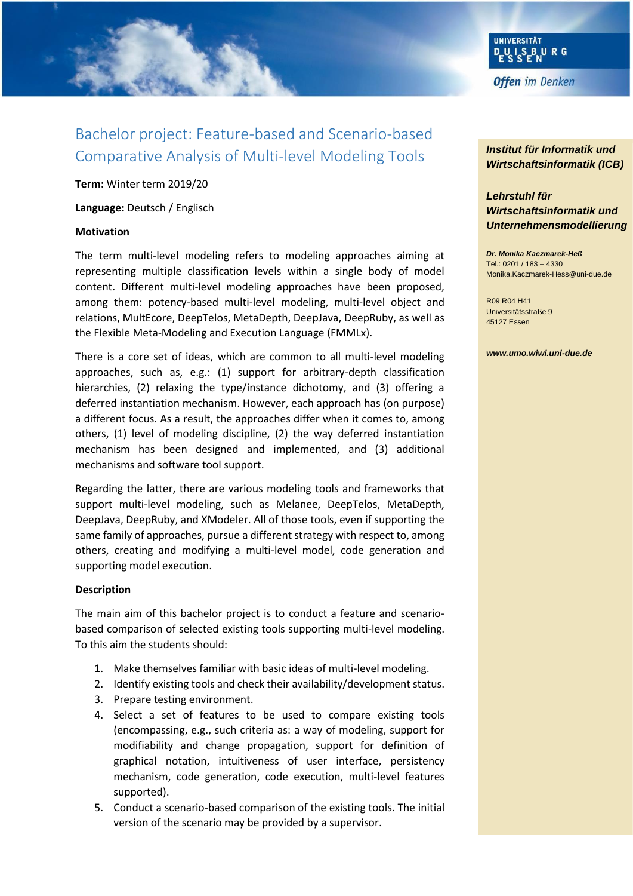# Bachelor project: Feature-based and Scenario-based Comparative Analysis of Multi-level Modeling Tools

**Term:** Winter term 2019/20

**Language:** Deutsch / Englisch

**Motivation**

The term multi-level modeling refers to modeling approaches aiming at representing multiple classification levels within a single body of model content. Different multi-level modeling approaches have been proposed, among them: potency-based multi-level modeling, multi-level object and relations, MultEcore, DeepTelos, MetaDepth, DeepJava, DeepRuby, as well as the Flexible Meta-Modeling and Execution Language (FMMLx).

There is a core set of ideas, which are common to all multi-level modeling approaches, such as, e.g.: (1) support for arbitrary-depth classification hierarchies, (2) relaxing the type/instance dichotomy, and (3) offering a deferred instantiation mechanism. However, each approach has (on purpose) a different focus. As a result, the approaches differ when it comes to, among others, (1) level of modeling discipline, (2) the way deferred instantiation mechanism has been designed and implemented, and (3) additional mechanisms and software tool support.

Regarding the latter, there are various modeling tools and frameworks that support multi-level modeling, such as Melanee, DeepTelos, MetaDepth, DeepJava, DeepRuby, and XModeler. All of those tools, even if supporting the same family of approaches, pursue a different strategy with respect to, among others, creating and modifying a multi-level model, code generation and supporting model execution.

**Description**

The main aim of this bachelor project is to conduct a feature and scenario-based comparison of selected existing tools supporting multi-level modeling. To this aim the students should:

1. Make themselves familiar with basic ideas of multi-level modeling.
2. Identify existing tools and check their availability/development status.
3. Prepare testing environment.
4. Select a set of features to be used to compare existing tools (encompassing, e.g., such criteria as: a way of modeling, support for modifiability and change propagation, support for definition of graphical notation, intuitiveness of user interface, persistency mechanism, code generation, code execution, multi-level features supported).
5. Conduct a scenario-based comparison of the existing tools. The initial version of the scenario may be provided by a supervisor.

***Institut für Informatik und Wirtschaftsinformatik (ICB)***

***Lehrstuhl für Wirtschaftsinformatik und Unternehmensmodellierung***

***Dr. Monika Kaczmarek-Heß***
Tel.: 0201 / 183 – 4330
Monika.Kaczmarek-Hess@uni-due.de

R09 R04 H41
Universitätsstraße 9
45127 Essen

***www.umo.wiwi.uni-due.de***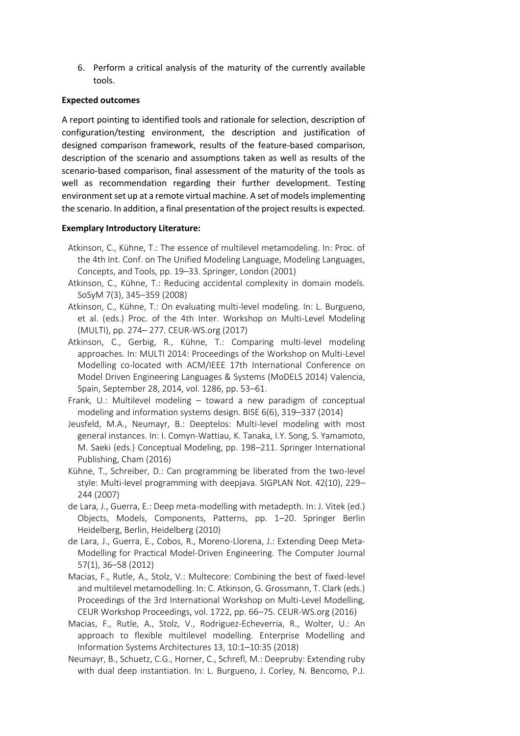6. Perform a critical analysis of the maturity of the currently available tools.

**Expected outcomes**

A report pointing to identified tools and rationale for selection, description of configuration/testing environment, the description and justification of designed comparison framework, results of the feature-based comparison, description of the scenario and assumptions taken as well as results of the scenario-based comparison, final assessment of the maturity of the tools as well as recommendation regarding their further development. Testing environment set up at a remote virtual machine. A set of models implementing the scenario. In addition, a final presentation of the project results is expected.

**Exemplary Introductory Literature:**

Atkinson, C., Kühne, T.: The essence of multilevel metamodeling. In: Proc. of the 4th Int. Conf. on The Unified Modeling Language, Modeling Languages, Concepts, and Tools, pp. 19–33. Springer, London (2001)

Atkinson, C., Kühne, T.: Reducing accidental complexity in domain models. SoSyM 7(3), 345–359 (2008)

Atkinson, C., Kühne, T.: On evaluating multi-level modeling. In: L. Burgueno, et al. (eds.) Proc. of the 4th Inter. Workshop on Multi-Level Modeling (MULTI), pp. 274– 277. CEUR-WS.org (2017)

Atkinson, C., Gerbig, R., Kühne, T.: Comparing multi-level modeling approaches. In: MULTI 2014: Proceedings of the Workshop on Multi-Level Modelling co-located with ACM/IEEE 17th International Conference on Model Driven Engineering Languages & Systems (MoDELS 2014) Valencia, Spain, September 28, 2014, vol. 1286, pp. 53–61.

Frank, U.: Multilevel modeling – toward a new paradigm of conceptual modeling and information systems design. BISE 6(6), 319–337 (2014)

Jeusfeld, M.A., Neumayr, B.: Deeptelos: Multi-level modeling with most general instances. In: I. Comyn-Wattiau, K. Tanaka, I.Y. Song, S. Yamamoto, M. Saeki (eds.) Conceptual Modeling, pp. 198–211. Springer International Publishing, Cham (2016)

Kühne, T., Schreiber, D.: Can programming be liberated from the two-level style: Multi-level programming with deepjava. SIGPLAN Not. 42(10), 229–244 (2007)

de Lara, J., Guerra, E.: Deep meta-modelling with metadepth. In: J. Vitek (ed.) Objects, Models, Components, Patterns, pp. 1–20. Springer Berlin Heidelberg, Berlin, Heidelberg (2010)

de Lara, J., Guerra, E., Cobos, R., Moreno-Llorena, J.: Extending Deep Meta-Modelling for Practical Model-Driven Engineering. The Computer Journal 57(1), 36–58 (2012)

Macias, F., Rutle, A., Stolz, V.: Multecore: Combining the best of fixed-level and multilevel metamodelling. In: C. Atkinson, G. Grossmann, T. Clark (eds.) Proceedings of the 3rd International Workshop on Multi-Level Modelling, CEUR Workshop Proceedings, vol. 1722, pp. 66–75. CEUR-WS.org (2016)

Macias, F., Rutle, A., Stolz, V., Rodriguez-Echeverria, R., Wolter, U.: An approach to flexible multilevel modelling. Enterprise Modelling and Information Systems Architectures 13, 10:1–10:35 (2018)

Neumayr, B., Schuetz, C.G., Horner, C., Schrefl, M.: Deepruby: Extending ruby with dual deep instantiation. In: L. Burgueno, J. Corley, N. Bencomo, P.J.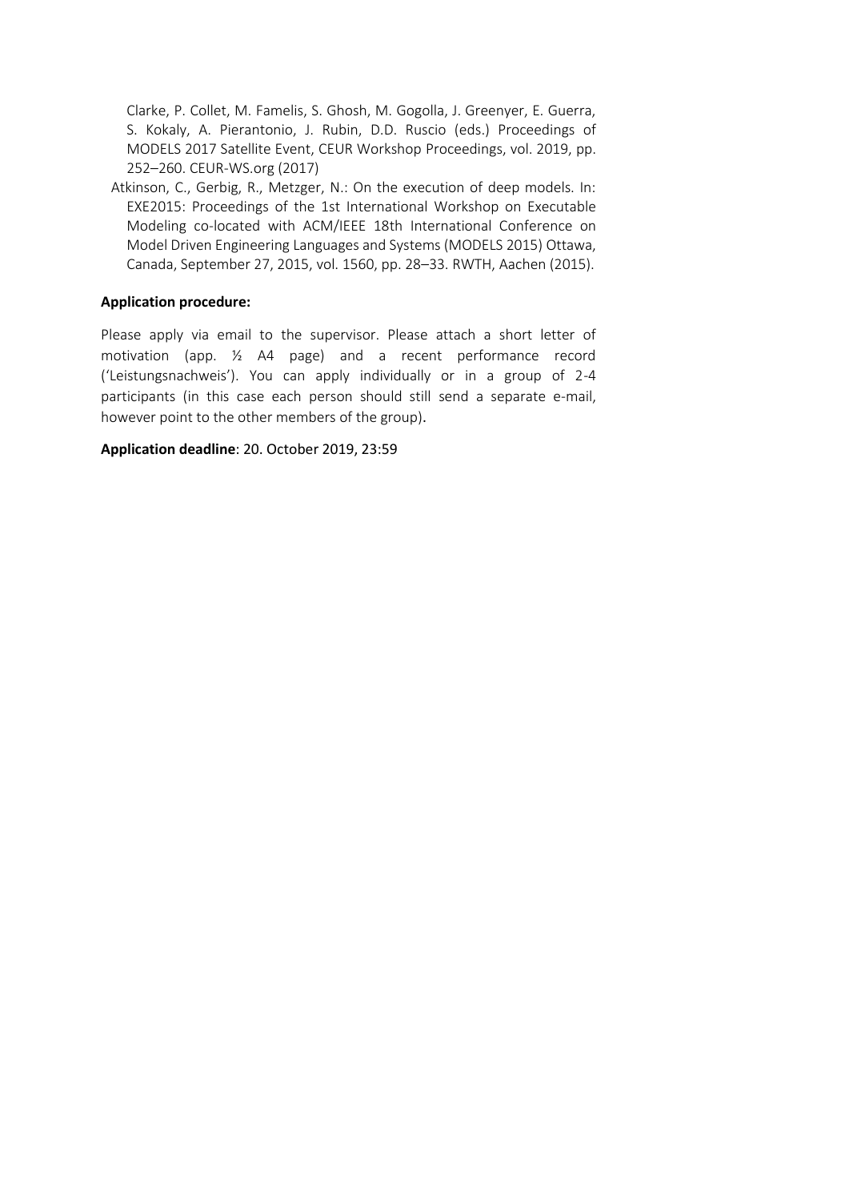Clarke, P. Collet, M. Famelis, S. Ghosh, M. Gogolla, J. Greenyer, E. Guerra, S. Kokaly, A. Pierantonio, J. Rubin, D.D. Ruscio (eds.) Proceedings of MODELS 2017 Satellite Event, CEUR Workshop Proceedings, vol. 2019, pp. 252–260. CEUR-WS.org (2017)

Atkinson, C., Gerbig, R., Metzger, N.: On the execution of deep models. In: EXE2015: Proceedings of the 1st International Workshop on Executable Modeling co-located with ACM/IEEE 18th International Conference on Model Driven Engineering Languages and Systems (MODELS 2015) Ottawa, Canada, September 27, 2015, vol. 1560, pp. 28–33. RWTH, Aachen (2015).

**Application procedure:**

Please apply via email to the supervisor. Please attach a short letter of motivation (app. ½ A4 page) and a recent performance record ('Leistungsnachweis'). You can apply individually or in a group of 2-4 participants (in this case each person should still send a separate e-mail, however point to the other members of the group).

**Application deadline**: 20. October 2019, 23:59